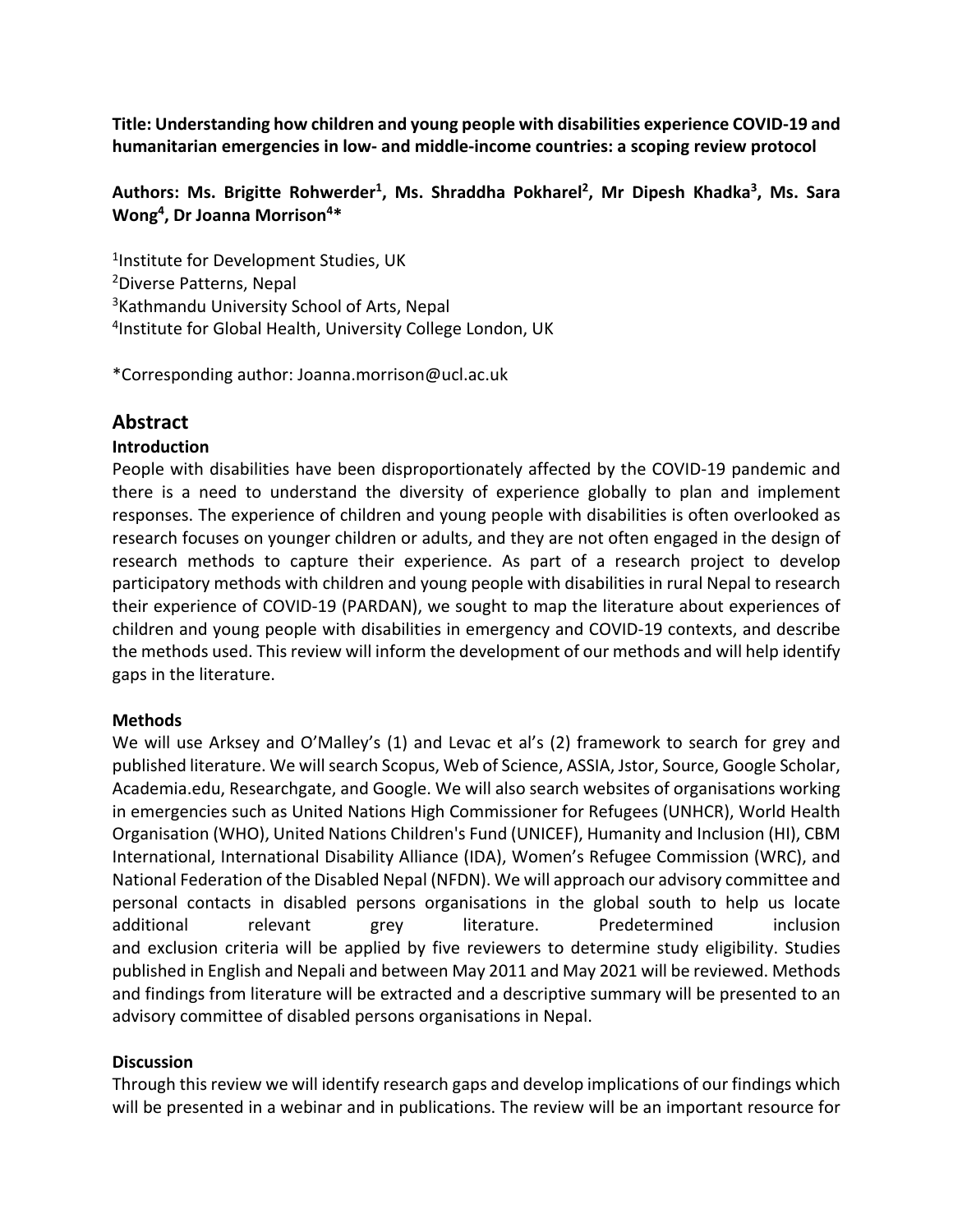**Title: Understanding how children and young people with disabilities experience COVID-19 and humanitarian emergencies in low- and middle-income countries: a scoping review protocol**

**Authors: Ms. Brigitte Rohwerder[1], Ms. Shraddha Pokharel[2], Mr Dipesh Khadka[3], Ms. Sara Wong[4], Dr Joanna Morrison[4]***

[1]Institute for Development Studies, UK
[2]Diverse Patterns, Nepal
[3]Kathmandu University School of Arts, Nepal
[4]Institute for Global Health, University College London, UK

*Corresponding author: Joanna.morrison@ucl.ac.uk

## Abstract

### Introduction

People with disabilities have been disproportionately affected by the COVID-19 pandemic and there is a need to understand the diversity of experience globally to plan and implement responses. The experience of children and young people with disabilities is often overlooked as research focuses on younger children or adults, and they are not often engaged in the design of research methods to capture their experience. As part of a research project to develop participatory methods with children and young people with disabilities in rural Nepal to research their experience of COVID-19 (PARDAN), we sought to map the literature about experiences of children and young people with disabilities in emergency and COVID-19 contexts, and describe the methods used. This review will inform the development of our methods and will help identify gaps in the literature.

### Methods

We will use Arksey and O'Malley's (1) and Levac et al's (2) framework to search for grey and published literature. We will search Scopus, Web of Science, ASSIA, Jstor, Source, Google Scholar, Academia.edu, Researchgate, and Google. We will also search websites of organisations working in emergencies such as United Nations High Commissioner for Refugees (UNHCR), World Health Organisation (WHO), United Nations Children's Fund (UNICEF), Humanity and Inclusion (HI), CBM International, International Disability Alliance (IDA), Women's Refugee Commission (WRC), and National Federation of the Disabled Nepal (NFDN). We will approach our advisory committee and personal contacts in disabled persons organisations in the global south to help us locate additional relevant grey literature. Predetermined inclusion and exclusion criteria will be applied by five reviewers to determine study eligibility. Studies published in English and Nepali and between May 2011 and May 2021 will be reviewed. Methods and findings from literature will be extracted and a descriptive summary will be presented to an advisory committee of disabled persons organisations in Nepal.

### Discussion

Through this review we will identify research gaps and develop implications of our findings which will be presented in a webinar and in publications. The review will be an important resource for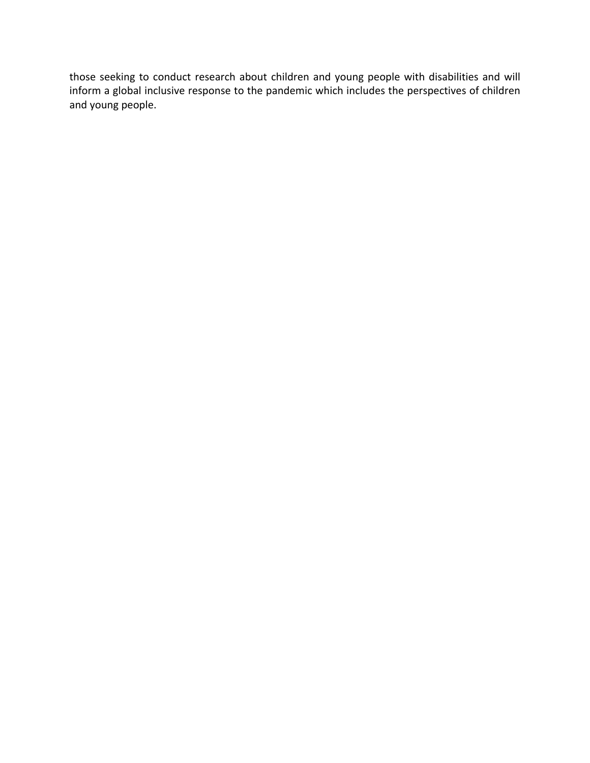those seeking to conduct research about children and young people with disabilities and will inform a global inclusive response to the pandemic which includes the perspectives of children and young people.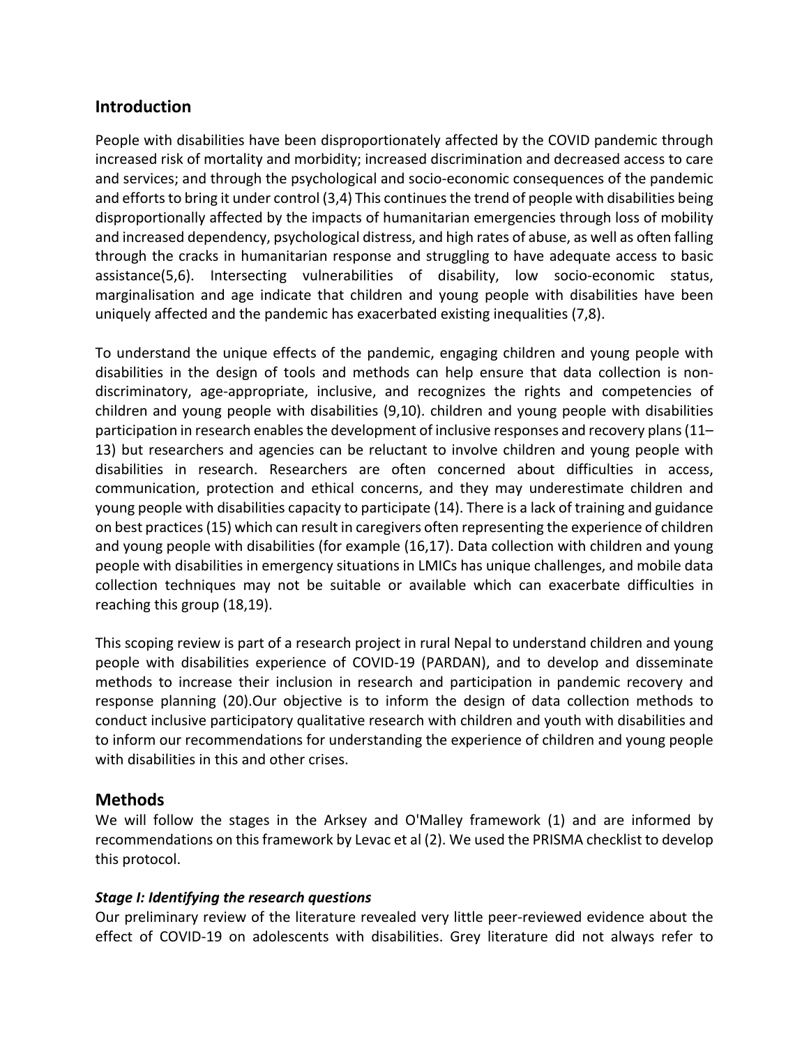## Introduction

People with disabilities have been disproportionately affected by the COVID pandemic through increased risk of mortality and morbidity; increased discrimination and decreased access to care and services; and through the psychological and socio-economic consequences of the pandemic and efforts to bring it under control (3,4) This continues the trend of people with disabilities being disproportionally affected by the impacts of humanitarian emergencies through loss of mobility and increased dependency, psychological distress, and high rates of abuse, as well as often falling through the cracks in humanitarian response and struggling to have adequate access to basic assistance(5,6). Intersecting vulnerabilities of disability, low socio-economic status, marginalisation and age indicate that children and young people with disabilities have been uniquely affected and the pandemic has exacerbated existing inequalities (7,8).

To understand the unique effects of the pandemic, engaging children and young people with disabilities in the design of tools and methods can help ensure that data collection is non-discriminatory, age-appropriate, inclusive, and recognizes the rights and competencies of children and young people with disabilities (9,10). children and young people with disabilities participation in research enables the development of inclusive responses and recovery plans (11–13) but researchers and agencies can be reluctant to involve children and young people with disabilities in research. Researchers are often concerned about difficulties in access, communication, protection and ethical concerns, and they may underestimate children and young people with disabilities capacity to participate (14). There is a lack of training and guidance on best practices (15) which can result in caregivers often representing the experience of children and young people with disabilities (for example (16,17). Data collection with children and young people with disabilities in emergency situations in LMICs has unique challenges, and mobile data collection techniques may not be suitable or available which can exacerbate difficulties in reaching this group (18,19).

This scoping review is part of a research project in rural Nepal to understand children and young people with disabilities experience of COVID-19 (PARDAN), and to develop and disseminate methods to increase their inclusion in research and participation in pandemic recovery and response planning (20).Our objective is to inform the design of data collection methods to conduct inclusive participatory qualitative research with children and youth with disabilities and to inform our recommendations for understanding the experience of children and young people with disabilities in this and other crises.

## Methods

We will follow the stages in the Arksey and O'Malley framework (1) and are informed by recommendations on this framework by Levac et al (2). We used the PRISMA checklist to develop this protocol.

### *Stage I: Identifying the research questions*

Our preliminary review of the literature revealed very little peer-reviewed evidence about the effect of COVID-19 on adolescents with disabilities. Grey literature did not always refer to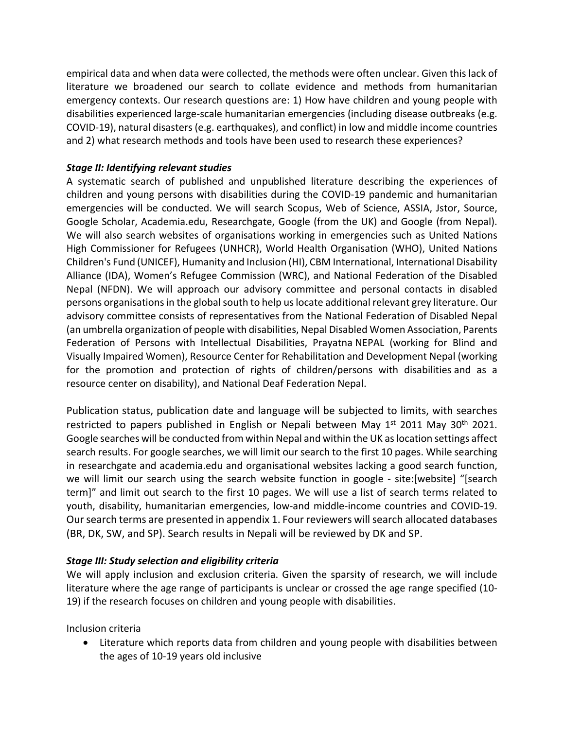empirical data and when data were collected, the methods were often unclear. Given this lack of literature we broadened our search to collate evidence and methods from humanitarian emergency contexts. Our research questions are: 1) How have children and young people with disabilities experienced large-scale humanitarian emergencies (including disease outbreaks (e.g. COVID-19), natural disasters (e.g. earthquakes), and conflict) in low and middle income countries and 2) what research methods and tools have been used to research these experiences?

***Stage II: Identifying relevant studies***

A systematic search of published and unpublished literature describing the experiences of children and young persons with disabilities during the COVID-19 pandemic and humanitarian emergencies will be conducted. We will search Scopus, Web of Science, ASSIA, Jstor, Source, Google Scholar, Academia.edu, Researchgate, Google (from the UK) and Google (from Nepal). We will also search websites of organisations working in emergencies such as United Nations High Commissioner for Refugees (UNHCR), World Health Organisation (WHO), United Nations Children's Fund (UNICEF), Humanity and Inclusion (HI), CBM International, International Disability Alliance (IDA), Women's Refugee Commission (WRC), and National Federation of the Disabled Nepal (NFDN). We will approach our advisory committee and personal contacts in disabled persons organisations in the global south to help us locate additional relevant grey literature. Our advisory committee consists of representatives from the National Federation of Disabled Nepal (an umbrella organization of people with disabilities, Nepal Disabled Women Association, Parents Federation of Persons with Intellectual Disabilities, Prayatna NEPAL (working for Blind and Visually Impaired Women), Resource Center for Rehabilitation and Development Nepal (working for the promotion and protection of rights of children/persons with disabilities and as a resource center on disability), and National Deaf Federation Nepal.

Publication status, publication date and language will be subjected to limits, with searches restricted to papers published in English or Nepali between May 1st 2011 May 30th 2021. Google searches will be conducted from within Nepal and within the UK as location settings affect search results. For google searches, we will limit our search to the first 10 pages. While searching in researchgate and academia.edu and organisational websites lacking a good search function, we will limit our search using the search website function in google - site:[website] "[search term]" and limit out search to the first 10 pages. We will use a list of search terms related to youth, disability, humanitarian emergencies, low-and middle-income countries and COVID-19. Our search terms are presented in appendix 1. Four reviewers will search allocated databases (BR, DK, SW, and SP). Search results in Nepali will be reviewed by DK and SP.

***Stage III: Study selection and eligibility criteria***

We will apply inclusion and exclusion criteria. Given the sparsity of research, we will include literature where the age range of participants is unclear or crossed the age range specified (10-19) if the research focuses on children and young people with disabilities.

Inclusion criteria

- Literature which reports data from children and young people with disabilities between the ages of 10-19 years old inclusive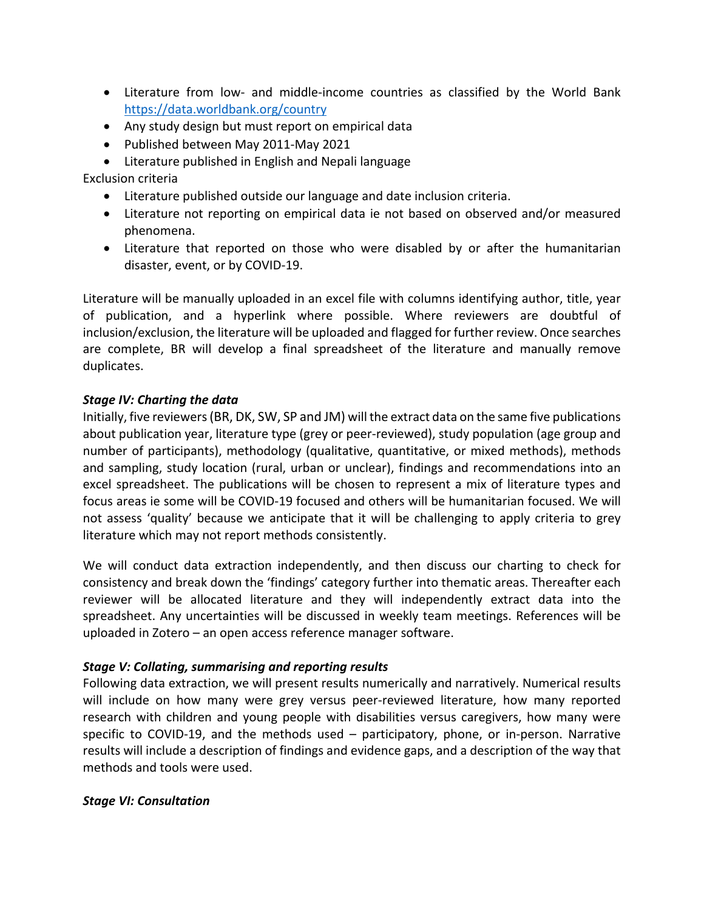- Literature from low- and middle-income countries as classified by the World Bank https://data.worldbank.org/country
- Any study design but must report on empirical data
- Published between May 2011-May 2021
- Literature published in English and Nepali language

Exclusion criteria

- Literature published outside our language and date inclusion criteria.
- Literature not reporting on empirical data ie not based on observed and/or measured phenomena.
- Literature that reported on those who were disabled by or after the humanitarian disaster, event, or by COVID-19.

Literature will be manually uploaded in an excel file with columns identifying author, title, year of publication, and a hyperlink where possible. Where reviewers are doubtful of inclusion/exclusion, the literature will be uploaded and flagged for further review. Once searches are complete, BR will develop a final spreadsheet of the literature and manually remove duplicates.

***Stage IV: Charting the data***

Initially, five reviewers (BR, DK, SW, SP and JM) will the extract data on the same five publications about publication year, literature type (grey or peer-reviewed), study population (age group and number of participants), methodology (qualitative, quantitative, or mixed methods), methods and sampling, study location (rural, urban or unclear), findings and recommendations into an excel spreadsheet. The publications will be chosen to represent a mix of literature types and focus areas ie some will be COVID-19 focused and others will be humanitarian focused. We will not assess 'quality' because we anticipate that it will be challenging to apply criteria to grey literature which may not report methods consistently.

We will conduct data extraction independently, and then discuss our charting to check for consistency and break down the 'findings' category further into thematic areas. Thereafter each reviewer will be allocated literature and they will independently extract data into the spreadsheet. Any uncertainties will be discussed in weekly team meetings. References will be uploaded in Zotero – an open access reference manager software.

***Stage V: Collating, summarising and reporting results***

Following data extraction, we will present results numerically and narratively. Numerical results will include on how many were grey versus peer-reviewed literature, how many reported research with children and young people with disabilities versus caregivers, how many were specific to COVID-19, and the methods used – participatory, phone, or in-person. Narrative results will include a description of findings and evidence gaps, and a description of the way that methods and tools were used.

***Stage VI: Consultation***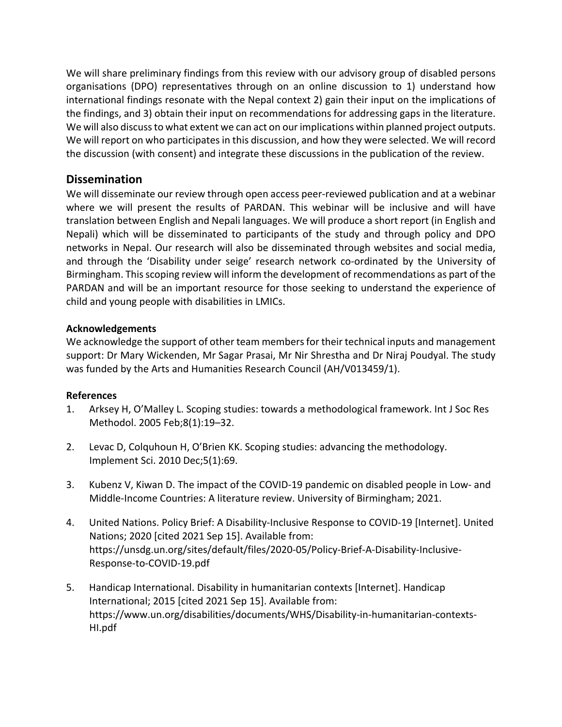We will share preliminary findings from this review with our advisory group of disabled persons organisations (DPO) representatives through on an online discussion to 1) understand how international findings resonate with the Nepal context 2) gain their input on the implications of the findings, and 3) obtain their input on recommendations for addressing gaps in the literature. We will also discuss to what extent we can act on our implications within planned project outputs. We will report on who participates in this discussion, and how they were selected. We will record the discussion (with consent) and integrate these discussions in the publication of the review.

## Dissemination

We will disseminate our review through open access peer-reviewed publication and at a webinar where we will present the results of PARDAN. This webinar will be inclusive and will have translation between English and Nepali languages. We will produce a short report (in English and Nepali) which will be disseminated to participants of the study and through policy and DPO networks in Nepal. Our research will also be disseminated through websites and social media, and through the 'Disability under seige' research network co-ordinated by the University of Birmingham. This scoping review will inform the development of recommendations as part of the PARDAN and will be an important resource for those seeking to understand the experience of child and young people with disabilities in LMICs.

**Acknowledgements**

We acknowledge the support of other team members for their technical inputs and management support: Dr Mary Wickenden, Mr Sagar Prasai, Mr Nir Shrestha and Dr Niraj Poudyal. The study was funded by the Arts and Humanities Research Council (AH/V013459/1).

**References**

1. Arksey H, O'Malley L. Scoping studies: towards a methodological framework. Int J Soc Res Methodol. 2005 Feb;8(1):19–32.

2. Levac D, Colquhoun H, O'Brien KK. Scoping studies: advancing the methodology. Implement Sci. 2010 Dec;5(1):69.

3. Kubenz V, Kiwan D. The impact of the COVID-19 pandemic on disabled people in Low- and Middle-Income Countries: A literature review. University of Birmingham; 2021.

4. United Nations. Policy Brief: A Disability-Inclusive Response to COVID-19 [Internet]. United Nations; 2020 [cited 2021 Sep 15]. Available from: https://unsdg.un.org/sites/default/files/2020-05/Policy-Brief-A-Disability-Inclusive-Response-to-COVID-19.pdf

5. Handicap International. Disability in humanitarian contexts [Internet]. Handicap International; 2015 [cited 2021 Sep 15]. Available from: https://www.un.org/disabilities/documents/WHS/Disability-in-humanitarian-contexts-HI.pdf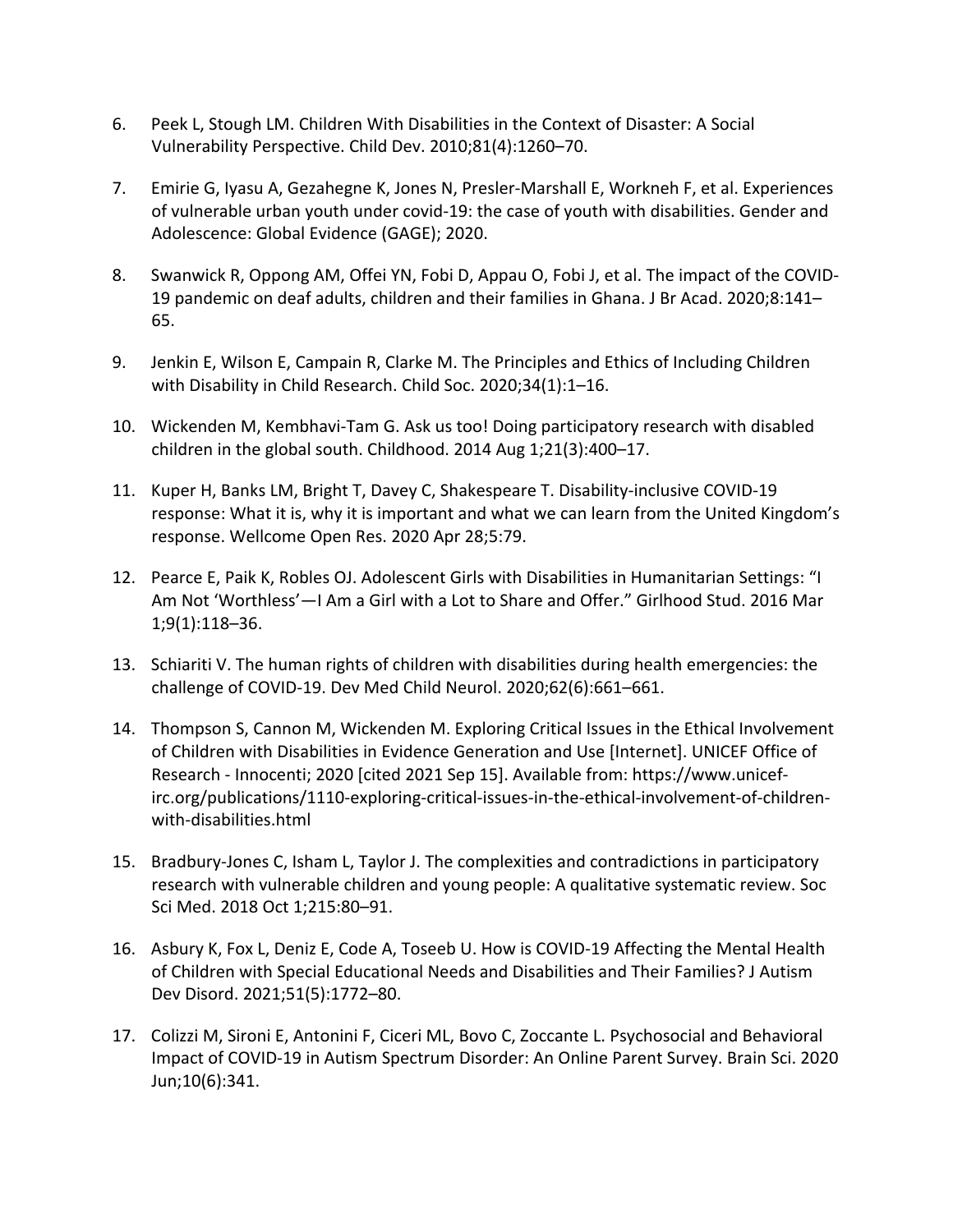6. Peek L, Stough LM. Children With Disabilities in the Context of Disaster: A Social Vulnerability Perspective. Child Dev. 2010;81(4):1260–70.

7. Emirie G, Iyasu A, Gezahegne K, Jones N, Presler-Marshall E, Workneh F, et al. Experiences of vulnerable urban youth under covid-19: the case of youth with disabilities. Gender and Adolescence: Global Evidence (GAGE); 2020.

8. Swanwick R, Oppong AM, Offei YN, Fobi D, Appau O, Fobi J, et al. The impact of the COVID-19 pandemic on deaf adults, children and their families in Ghana. J Br Acad. 2020;8:141–65.

9. Jenkin E, Wilson E, Campain R, Clarke M. The Principles and Ethics of Including Children with Disability in Child Research. Child Soc. 2020;34(1):1–16.

10. Wickenden M, Kembhavi-Tam G. Ask us too! Doing participatory research with disabled children in the global south. Childhood. 2014 Aug 1;21(3):400–17.

11. Kuper H, Banks LM, Bright T, Davey C, Shakespeare T. Disability-inclusive COVID-19 response: What it is, why it is important and what we can learn from the United Kingdom's response. Wellcome Open Res. 2020 Apr 28;5:79.

12. Pearce E, Paik K, Robles OJ. Adolescent Girls with Disabilities in Humanitarian Settings: "I Am Not 'Worthless'—I Am a Girl with a Lot to Share and Offer." Girlhood Stud. 2016 Mar 1;9(1):118–36.

13. Schiariti V. The human rights of children with disabilities during health emergencies: the challenge of COVID-19. Dev Med Child Neurol. 2020;62(6):661–661.

14. Thompson S, Cannon M, Wickenden M. Exploring Critical Issues in the Ethical Involvement of Children with Disabilities in Evidence Generation and Use [Internet]. UNICEF Office of Research - Innocenti; 2020 [cited 2021 Sep 15]. Available from: https://www.unicef-irc.org/publications/1110-exploring-critical-issues-in-the-ethical-involvement-of-children-with-disabilities.html

15. Bradbury-Jones C, Isham L, Taylor J. The complexities and contradictions in participatory research with vulnerable children and young people: A qualitative systematic review. Soc Sci Med. 2018 Oct 1;215:80–91.

16. Asbury K, Fox L, Deniz E, Code A, Toseeb U. How is COVID-19 Affecting the Mental Health of Children with Special Educational Needs and Disabilities and Their Families? J Autism Dev Disord. 2021;51(5):1772–80.

17. Colizzi M, Sironi E, Antonini F, Ciceri ML, Bovo C, Zoccante L. Psychosocial and Behavioral Impact of COVID-19 in Autism Spectrum Disorder: An Online Parent Survey. Brain Sci. 2020 Jun;10(6):341.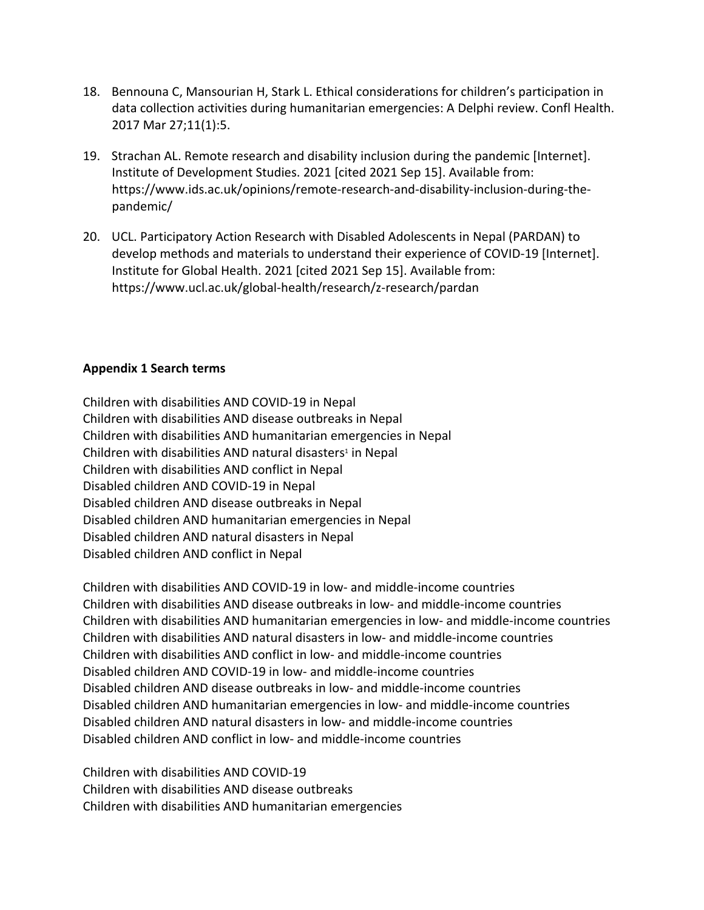18. Bennouna C, Mansourian H, Stark L. Ethical considerations for children's participation in data collection activities during humanitarian emergencies: A Delphi review. Confl Health. 2017 Mar 27;11(1):5.

19. Strachan AL. Remote research and disability inclusion during the pandemic [Internet]. Institute of Development Studies. 2021 [cited 2021 Sep 15]. Available from: https://www.ids.ac.uk/opinions/remote-research-and-disability-inclusion-during-the-pandemic/

20. UCL. Participatory Action Research with Disabled Adolescents in Nepal (PARDAN) to develop methods and materials to understand their experience of COVID-19 [Internet]. Institute for Global Health. 2021 [cited 2021 Sep 15]. Available from: https://www.ucl.ac.uk/global-health/research/z-research/pardan

**Appendix 1 Search terms**

Children with disabilities AND COVID-19 in Nepal
Children with disabilities AND disease outbreaks in Nepal
Children with disabilities AND humanitarian emergencies in Nepal
Children with disabilities AND natural disasters[1] in Nepal
Children with disabilities AND conflict in Nepal
Disabled children AND COVID-19 in Nepal
Disabled children AND disease outbreaks in Nepal
Disabled children AND humanitarian emergencies in Nepal
Disabled children AND natural disasters in Nepal
Disabled children AND conflict in Nepal

Children with disabilities AND COVID-19 in low- and middle-income countries
Children with disabilities AND disease outbreaks in low- and middle-income countries
Children with disabilities AND humanitarian emergencies in low- and middle-income countries
Children with disabilities AND natural disasters in low- and middle-income countries
Children with disabilities AND conflict in low- and middle-income countries
Disabled children AND COVID-19 in low- and middle-income countries
Disabled children AND disease outbreaks in low- and middle-income countries
Disabled children AND humanitarian emergencies in low- and middle-income countries
Disabled children AND natural disasters in low- and middle-income countries
Disabled children AND conflict in low- and middle-income countries

Children with disabilities AND COVID-19
Children with disabilities AND disease outbreaks
Children with disabilities AND humanitarian emergencies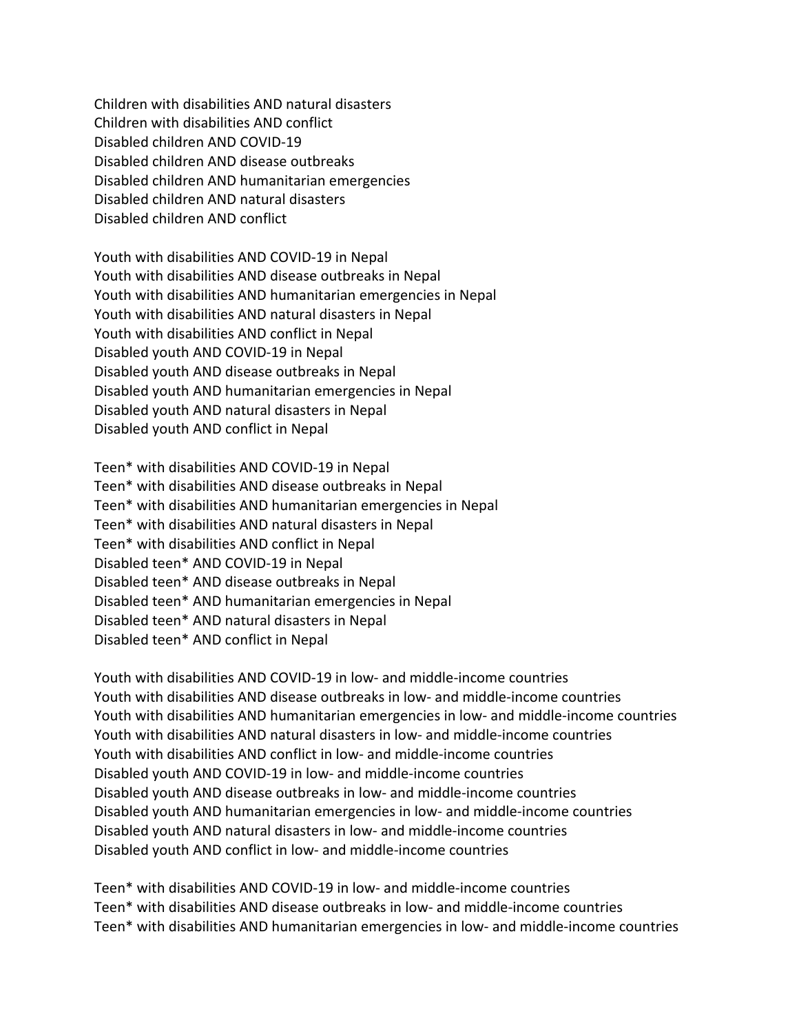Children with disabilities AND natural disasters
Children with disabilities AND conflict
Disabled children AND COVID-19
Disabled children AND disease outbreaks
Disabled children AND humanitarian emergencies
Disabled children AND natural disasters
Disabled children AND conflict

Youth with disabilities AND COVID-19 in Nepal
Youth with disabilities AND disease outbreaks in Nepal
Youth with disabilities AND humanitarian emergencies in Nepal
Youth with disabilities AND natural disasters in Nepal
Youth with disabilities AND conflict in Nepal
Disabled youth AND COVID-19 in Nepal
Disabled youth AND disease outbreaks in Nepal
Disabled youth AND humanitarian emergencies in Nepal
Disabled youth AND natural disasters in Nepal
Disabled youth AND conflict in Nepal

Teen* with disabilities AND COVID-19 in Nepal
Teen* with disabilities AND disease outbreaks in Nepal
Teen* with disabilities AND humanitarian emergencies in Nepal
Teen* with disabilities AND natural disasters in Nepal
Teen* with disabilities AND conflict in Nepal
Disabled teen* AND COVID-19 in Nepal
Disabled teen* AND disease outbreaks in Nepal
Disabled teen* AND humanitarian emergencies in Nepal
Disabled teen* AND natural disasters in Nepal
Disabled teen* AND conflict in Nepal

Youth with disabilities AND COVID-19 in low- and middle-income countries
Youth with disabilities AND disease outbreaks in low- and middle-income countries
Youth with disabilities AND humanitarian emergencies in low- and middle-income countries
Youth with disabilities AND natural disasters in low- and middle-income countries
Youth with disabilities AND conflict in low- and middle-income countries
Disabled youth AND COVID-19 in low- and middle-income countries
Disabled youth AND disease outbreaks in low- and middle-income countries
Disabled youth AND humanitarian emergencies in low- and middle-income countries
Disabled youth AND natural disasters in low- and middle-income countries
Disabled youth AND conflict in low- and middle-income countries

Teen* with disabilities AND COVID-19 in low- and middle-income countries
Teen* with disabilities AND disease outbreaks in low- and middle-income countries
Teen* with disabilities AND humanitarian emergencies in low- and middle-income countries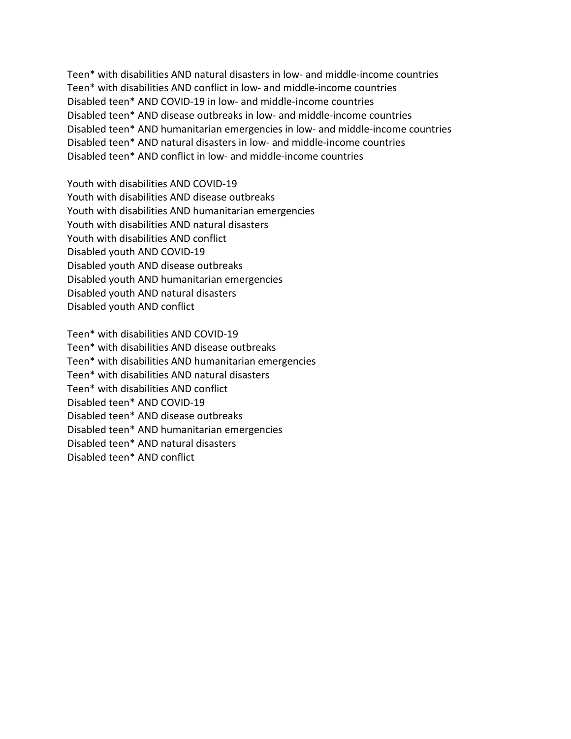Teen* with disabilities AND natural disasters in low- and middle-income countries
Teen* with disabilities AND conflict in low- and middle-income countries
Disabled teen* AND COVID-19 in low- and middle-income countries
Disabled teen* AND disease outbreaks in low- and middle-income countries
Disabled teen* AND humanitarian emergencies in low- and middle-income countries
Disabled teen* AND natural disasters in low- and middle-income countries
Disabled teen* AND conflict in low- and middle-income countries

Youth with disabilities AND COVID-19
Youth with disabilities AND disease outbreaks
Youth with disabilities AND humanitarian emergencies
Youth with disabilities AND natural disasters
Youth with disabilities AND conflict
Disabled youth AND COVID-19
Disabled youth AND disease outbreaks
Disabled youth AND humanitarian emergencies
Disabled youth AND natural disasters
Disabled youth AND conflict

Teen* with disabilities AND COVID-19
Teen* with disabilities AND disease outbreaks
Teen* with disabilities AND humanitarian emergencies
Teen* with disabilities AND natural disasters
Teen* with disabilities AND conflict
Disabled teen* AND COVID-19
Disabled teen* AND disease outbreaks
Disabled teen* AND humanitarian emergencies
Disabled teen* AND natural disasters
Disabled teen* AND conflict